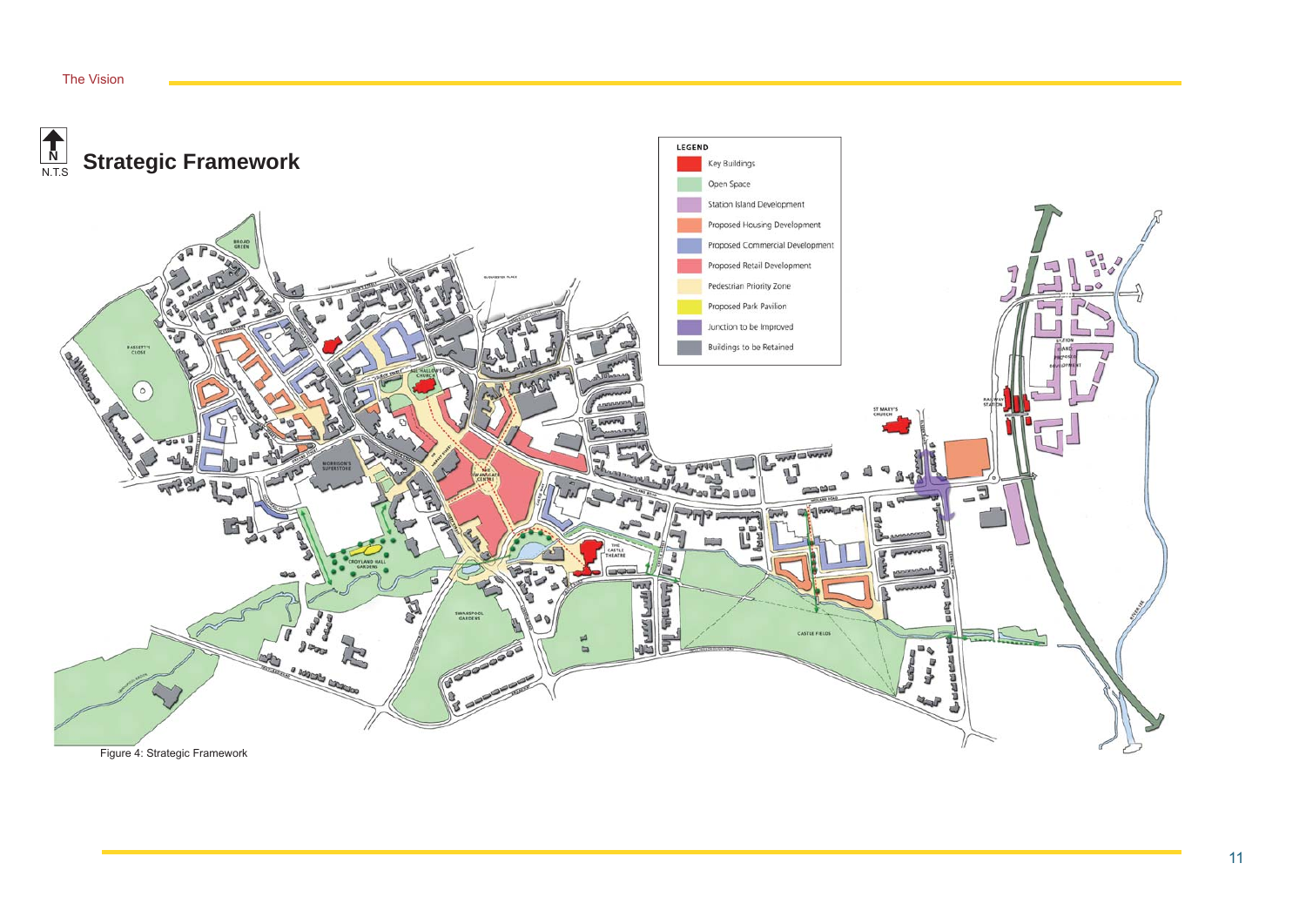## Strategic Framework

N.T.S

**LEGEND**

- Key Buildings
- Open Space
- Station Island Development
- Proposed Housing Development
- Proposed Commercial Development
- Proposed Retail Development
- Pedestrian Priority Zone
- Proposed Park Pavilion
- Junction to be Improved
- Buildings to be Retained

Figure 4: Strategic Framework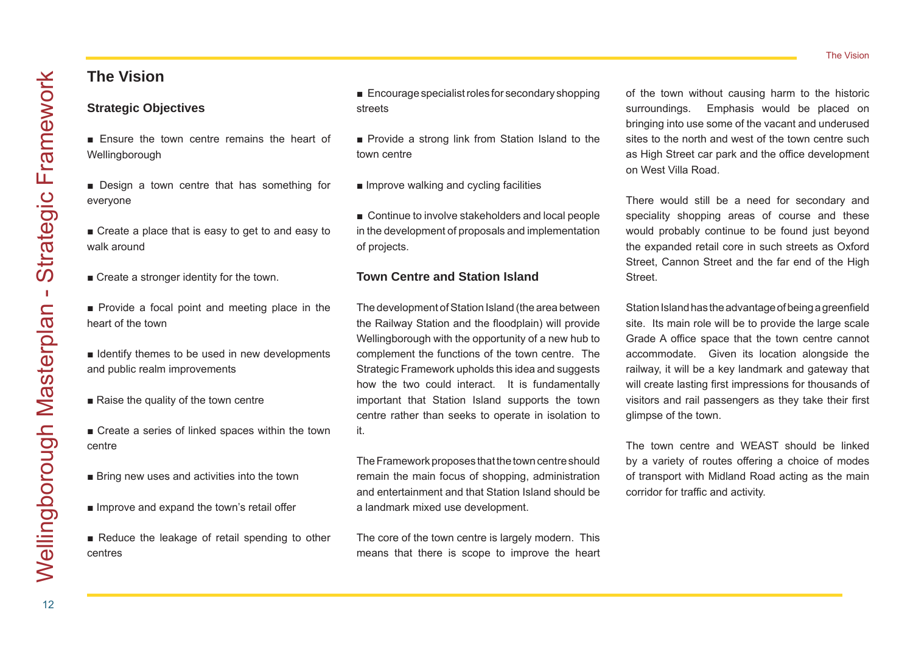## The Vision

### Strategic Objectives

- Ensure the town centre remains the heart of Wellingborough
- Design a town centre that has something for everyone
- Create a place that is easy to get to and easy to walk around
- Create a stronger identity for the town.
- Provide a focal point and meeting place in the heart of the town
- Identify themes to be used in new developments and public realm improvements
- Raise the quality of the town centre
- Create a series of linked spaces within the town centre
- Bring new uses and activities into the town
- Improve and expand the town's retail offer
- Reduce the leakage of retail spending to other centres
- Encourage specialist roles for secondary shopping streets
- Provide a strong link from Station Island to the town centre
- Improve walking and cycling facilities
- Continue to involve stakeholders and local people in the development of proposals and implementation of projects.

### Town Centre and Station Island

The development of Station Island (the area between the Railway Station and the floodplain) will provide Wellingborough with the opportunity of a new hub to complement the functions of the town centre. The Strategic Framework upholds this idea and suggests how the two could interact. It is fundamentally important that Station Island supports the town centre rather than seeks to operate in isolation to it.

The Framework proposes that the town centre should remain the main focus of shopping, administration and entertainment and that Station Island should be a landmark mixed use development.

The core of the town centre is largely modern. This means that there is scope to improve the heart of the town without causing harm to the historic surroundings. Emphasis would be placed on bringing into use some of the vacant and underused sites to the north and west of the town centre such as High Street car park and the office development on West Villa Road.

There would still be a need for secondary and speciality shopping areas of course and these would probably continue to be found just beyond the expanded retail core in such streets as Oxford Street, Cannon Street and the far end of the High Street.

Station Island has the advantage of being a greenfield site. Its main role will be to provide the large scale Grade A office space that the town centre cannot accommodate. Given its location alongside the railway, it will be a key landmark and gateway that will create lasting first impressions for thousands of visitors and rail passengers as they take their first glimpse of the town.

The town centre and WEAST should be linked by a variety of routes offering a choice of modes of transport with Midland Road acting as the main corridor for traffic and activity.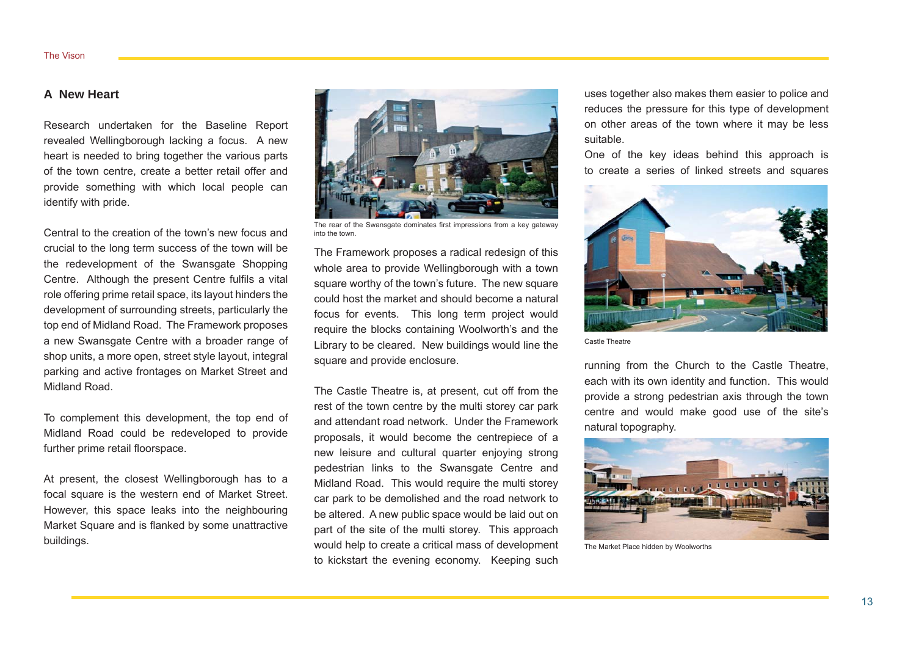## A New Heart

Research undertaken for the Baseline Report revealed Wellingborough lacking a focus. A new heart is needed to bring together the various parts of the town centre, create a better retail offer and provide something with which local people can identify with pride.

Central to the creation of the town's new focus and crucial to the long term success of the town will be the redevelopment of the Swansgate Shopping Centre. Although the present Centre fulfils a vital role offering prime retail space, its layout hinders the development of surrounding streets, particularly the top end of Midland Road. The Framework proposes a new Swansgate Centre with a broader range of shop units, a more open, street style layout, integral parking and active frontages on Market Street and Midland Road.

To complement this development, the top end of Midland Road could be redeveloped to provide further prime retail floorspace.

At present, the closest Wellingborough has to a focal square is the western end of Market Street. However, this space leaks into the neighbouring Market Square and is flanked by some unattractive buildings.

The rear of the Swansgate dominates first impressions from a key gateway into the town.

The Framework proposes a radical redesign of this whole area to provide Wellingborough with a town square worthy of the town's future. The new square could host the market and should become a natural focus for events. This long term project would require the blocks containing Woolworth's and the Library to be cleared. New buildings would line the square and provide enclosure.

The Castle Theatre is, at present, cut off from the rest of the town centre by the multi storey car park and attendant road network. Under the Framework proposals, it would become the centrepiece of a new leisure and cultural quarter enjoying strong pedestrian links to the Swansgate Centre and Midland Road. This would require the multi storey car park to be demolished and the road network to be altered. A new public space would be laid out on part of the site of the multi storey. This approach would help to create a critical mass of development to kickstart the evening economy. Keeping such uses together also makes them easier to police and reduces the pressure for this type of development on other areas of the town where it may be less suitable.

One of the key ideas behind this approach is to create a series of linked streets and squares running from the Church to the Castle Theatre, each with its own identity and function. This would provide a strong pedestrian axis through the town centre and would make good use of the site's natural topography.

Castle Theatre

The Market Place hidden by Woolworths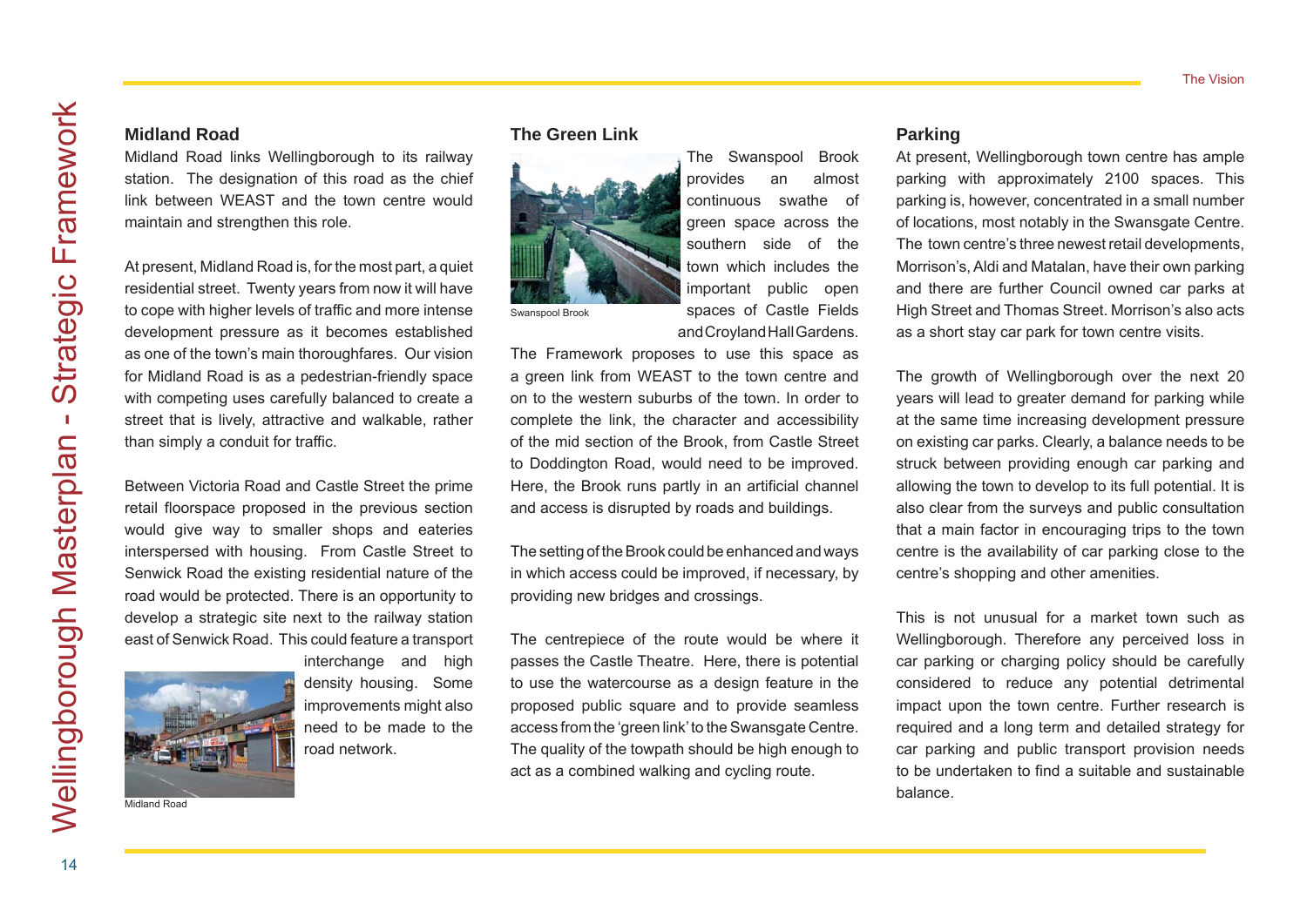## Midland Road

Midland Road links Wellingborough to its railway station. The designation of this road as the chief link between WEAST and the town centre would maintain and strengthen this role.

At present, Midland Road is, for the most part, a quiet residential street. Twenty years from now it will have to cope with higher levels of traffic and more intense development pressure as it becomes established as one of the town's main thoroughfares. Our vision for Midland Road is as a pedestrian-friendly space with competing uses carefully balanced to create a street that is lively, attractive and walkable, rather than simply a conduit for traffic.

Between Victoria Road and Castle Street the prime retail floorspace proposed in the previous section would give way to smaller shops and eateries interspersed with housing. From Castle Street to Senwick Road the existing residential nature of the road would be protected. There is an opportunity to develop a strategic site next to the railway station east of Senwick Road. This could feature a transport interchange and high density housing. Some improvements might also need to be made to the road network.

Midland Road

## The Green Link

The Swanspool Brook provides an almost continuous swathe of green space across the southern side of the town which includes the important public open spaces of Castle Fields and Croyland Hall Gardens.

Swanspool Brook

The Framework proposes to use this space as a green link from WEAST to the town centre and on to the western suburbs of the town. In order to complete the link, the character and accessibility of the mid section of the Brook, from Castle Street to Doddington Road, would need to be improved. Here, the Brook runs partly in an artificial channel and access is disrupted by roads and buildings.

The setting of the Brook could be enhanced and ways in which access could be improved, if necessary, by providing new bridges and crossings.

The centrepiece of the route would be where it passes the Castle Theatre. Here, there is potential to use the watercourse as a design feature in the proposed public square and to provide seamless access from the 'green link' to the Swansgate Centre. The quality of the towpath should be high enough to act as a combined walking and cycling route.

## Parking

At present, Wellingborough town centre has ample parking with approximately 2100 spaces. This parking is, however, concentrated in a small number of locations, most notably in the Swansgate Centre. The town centre's three newest retail developments, Morrison's, Aldi and Matalan, have their own parking and there are further Council owned car parks at High Street and Thomas Street. Morrison's also acts as a short stay car park for town centre visits.

The growth of Wellingborough over the next 20 years will lead to greater demand for parking while at the same time increasing development pressure on existing car parks. Clearly, a balance needs to be struck between providing enough car parking and allowing the town to develop to its full potential. It is also clear from the surveys and public consultation that a main factor in encouraging trips to the town centre is the availability of car parking close to the centre's shopping and other amenities.

This is not unusual for a market town such as Wellingborough. Therefore any perceived loss in car parking or charging policy should be carefully considered to reduce any potential detrimental impact upon the town centre. Further research is required and a long term and detailed strategy for car parking and public transport provision needs to be undertaken to find a suitable and sustainable balance.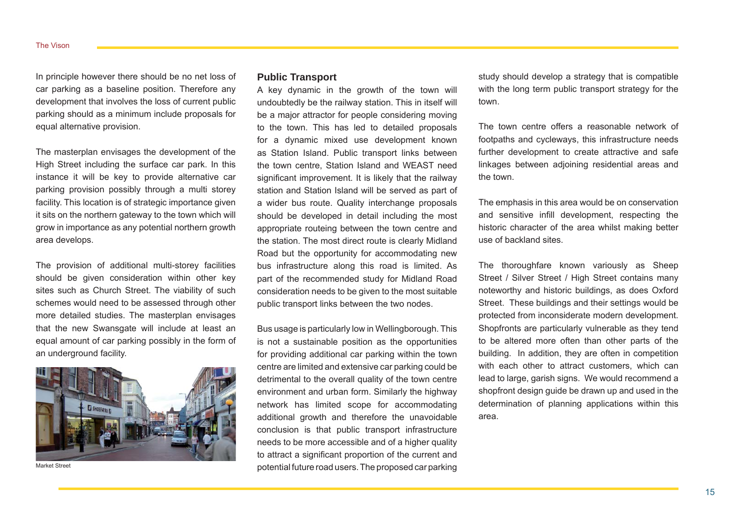In principle however there should be no net loss of car parking as a baseline position. Therefore any development that involves the loss of current public parking should as a minimum include proposals for equal alternative provision.

The masterplan envisages the development of the High Street including the surface car park. In this instance it will be key to provide alternative car parking provision possibly through a multi storey facility. This location is of strategic importance given it sits on the northern gateway to the town which will grow in importance as any potential northern growth area develops.

The provision of additional multi-storey facilities should be given consideration within other key sites such as Church Street. The viability of such schemes would need to be assessed through other more detailed studies. The masterplan envisages that the new Swansgate will include at least an equal amount of car parking possibly in the form of an underground facility.

Market Street

## Public Transport

A key dynamic in the growth of the town will undoubtedly be the railway station. This in itself will be a major attractor for people considering moving to the town. This has led to detailed proposals for a dynamic mixed use development known as Station Island. Public transport links between the town centre, Station Island and WEAST need significant improvement. It is likely that the railway station and Station Island will be served as part of a wider bus route. Quality interchange proposals should be developed in detail including the most appropriate routeing between the town centre and the station. The most direct route is clearly Midland Road but the opportunity for accommodating new bus infrastructure along this road is limited. As part of the recommended study for Midland Road consideration needs to be given to the most suitable public transport links between the two nodes.

Bus usage is particularly low in Wellingborough. This is not a sustainable position as the opportunities for providing additional car parking within the town centre are limited and extensive car parking could be detrimental to the overall quality of the town centre environment and urban form. Similarly the highway network has limited scope for accommodating additional growth and therefore the unavoidable conclusion is that public transport infrastructure needs to be more accessible and of a higher quality to attract a significant proportion of the current and potential future road users. The proposed car parking study should develop a strategy that is compatible with the long term public transport strategy for the town.

The town centre offers a reasonable network of footpaths and cycleways, this infrastructure needs further development to create attractive and safe linkages between adjoining residential areas and the town.

The emphasis in this area would be on conservation and sensitive infill development, respecting the historic character of the area whilst making better use of backland sites.

The thoroughfare known variously as Sheep Street / Silver Street / High Street contains many noteworthy and historic buildings, as does Oxford Street. These buildings and their settings would be protected from inconsiderate modern development. Shopfronts are particularly vulnerable as they tend to be altered more often than other parts of the building. In addition, they are often in competition with each other to attract customers, which can lead to large, garish signs. We would recommend a shopfront design guide be drawn up and used in the determination of planning applications within this area.